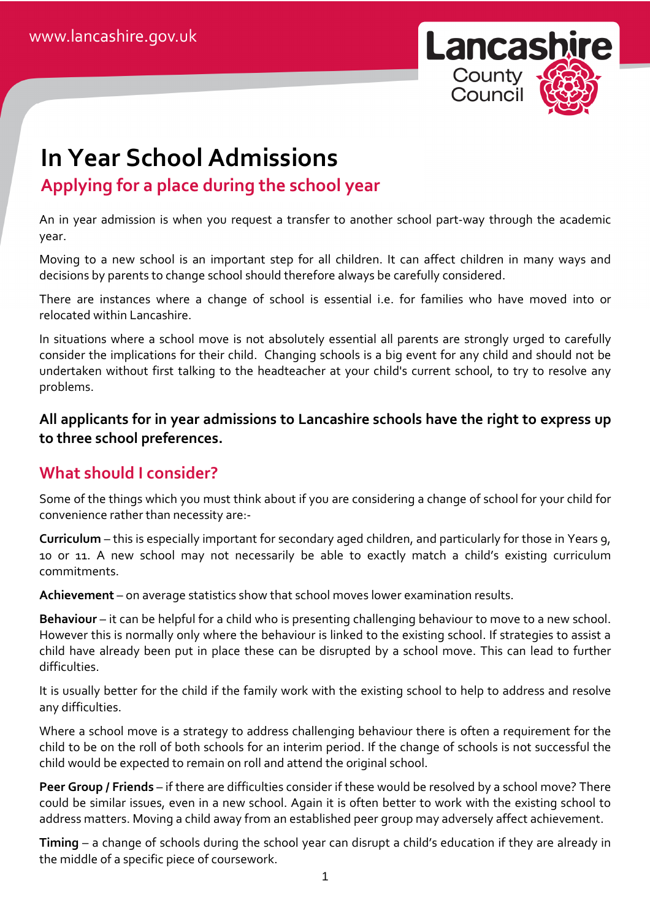www.lancashire.gov.uk

Lancashire County Council

# In Year School Admissions

## Applying for a place during the school year

An in year admission is when you request a transfer to another school part-way through the academic year.

Moving to a new school is an important step for all children. It can affect children in many ways and decisions by parents to change school should therefore always be carefully considered.

There are instances where a change of school is essential i.e. for families who have moved into or relocated within Lancashire.

In situations where a school move is not absolutely essential all parents are strongly urged to carefully consider the implications for their child. Changing schools is a big event for any child and should not be undertaken without first talking to the headteacher at your child's current school, to try to resolve any problems.

**All applicants for in year admissions to Lancashire schools have the right to express up to three school preferences.**

## What should I consider?

Some of the things which you must think about if you are considering a change of school for your child for convenience rather than necessity are:-

**Curriculum** – this is especially important for secondary aged children, and particularly for those in Years 9, 10 or 11. A new school may not necessarily be able to exactly match a child's existing curriculum commitments.

**Achievement** – on average statistics show that school moves lower examination results.

**Behaviour** – it can be helpful for a child who is presenting challenging behaviour to move to a new school. However this is normally only where the behaviour is linked to the existing school. If strategies to assist a child have already been put in place these can be disrupted by a school move. This can lead to further difficulties.

It is usually better for the child if the family work with the existing school to help to address and resolve any difficulties.

Where a school move is a strategy to address challenging behaviour there is often a requirement for the child to be on the roll of both schools for an interim period. If the change of schools is not successful the child would be expected to remain on roll and attend the original school.

**Peer Group / Friends** – if there are difficulties consider if these would be resolved by a school move? There could be similar issues, even in a new school. Again it is often better to work with the existing school to address matters. Moving a child away from an established peer group may adversely affect achievement.

**Timing** – a change of schools during the school year can disrupt a child's education if they are already in the middle of a specific piece of coursework.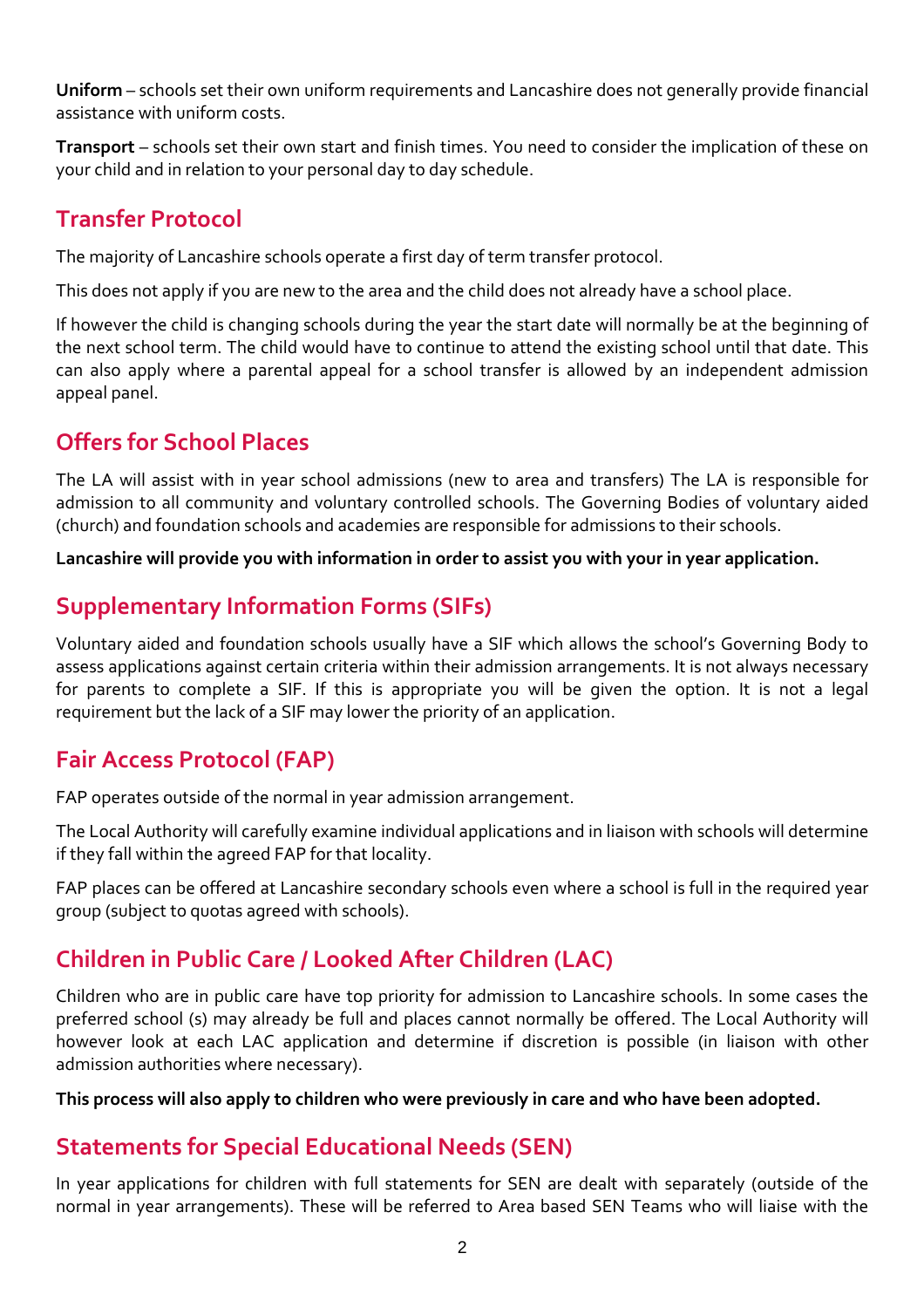**Uniform** – schools set their own uniform requirements and Lancashire does not generally provide financial assistance with uniform costs.

**Transport** – schools set their own start and finish times. You need to consider the implication of these on your child and in relation to your personal day to day schedule.

## Transfer Protocol

The majority of Lancashire schools operate a first day of term transfer protocol.

This does not apply if you are new to the area and the child does not already have a school place.

If however the child is changing schools during the year the start date will normally be at the beginning of the next school term. The child would have to continue to attend the existing school until that date. This can also apply where a parental appeal for a school transfer is allowed by an independent admission appeal panel.

## Offers for School Places

The LA will assist with in year school admissions (new to area and transfers) The LA is responsible for admission to all community and voluntary controlled schools. The Governing Bodies of voluntary aided (church) and foundation schools and academies are responsible for admissions to their schools.

**Lancashire will provide you with information in order to assist you with your in year application.**

## Supplementary Information Forms (SIFs)

Voluntary aided and foundation schools usually have a SIF which allows the school's Governing Body to assess applications against certain criteria within their admission arrangements. It is not always necessary for parents to complete a SIF. If this is appropriate you will be given the option. It is not a legal requirement but the lack of a SIF may lower the priority of an application.

## Fair Access Protocol (FAP)

FAP operates outside of the normal in year admission arrangement.

The Local Authority will carefully examine individual applications and in liaison with schools will determine if they fall within the agreed FAP for that locality.

FAP places can be offered at Lancashire secondary schools even where a school is full in the required year group (subject to quotas agreed with schools).

## Children in Public Care / Looked After Children (LAC)

Children who are in public care have top priority for admission to Lancashire schools. In some cases the preferred school (s) may already be full and places cannot normally be offered. The Local Authority will however look at each LAC application and determine if discretion is possible (in liaison with other admission authorities where necessary).

**This process will also apply to children who were previously in care and who have been adopted.**

## Statements for Special Educational Needs (SEN)

In year applications for children with full statements for SEN are dealt with separately (outside of the normal in year arrangements). These will be referred to Area based SEN Teams who will liaise with the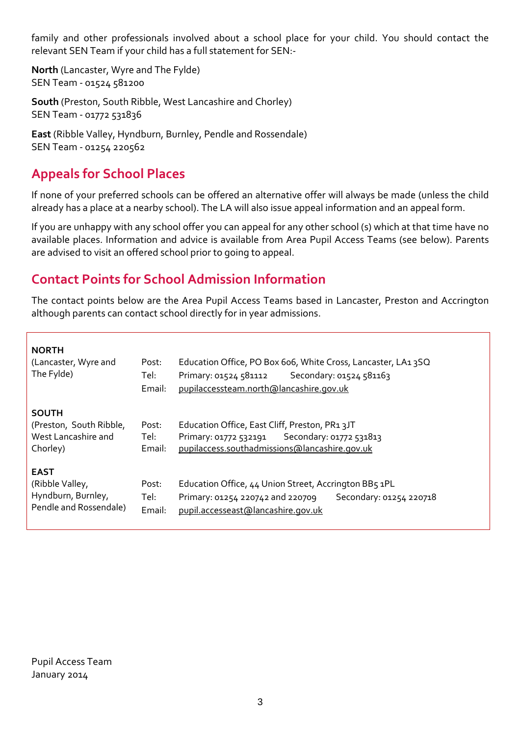family and other professionals involved about a school place for your child. You should contact the relevant SEN Team if your child has a full statement for SEN:-

**North** (Lancaster, Wyre and The Fylde)
SEN Team - 01524 581200

**South** (Preston, South Ribble, West Lancashire and Chorley)
SEN Team - 01772 531836

**East** (Ribble Valley, Hyndburn, Burnley, Pendle and Rossendale)
SEN Team - 01254 220562

## Appeals for School Places

If none of your preferred schools can be offered an alternative offer will always be made (unless the child already has a place at a nearby school). The LA will also issue appeal information and an appeal form.

If you are unhappy with any school offer you can appeal for any other school (s) which at that time have no available places. Information and advice is available from Area Pupil Access Teams (see below). Parents are advised to visit an offered school prior to going to appeal.

## Contact Points for School Admission Information

The contact points below are the Area Pupil Access Teams based in Lancaster, Preston and Accrington although parents can contact school directly for in year admissions.

| | | |
|---|---|---|
| **NORTH** (Lancaster, Wyre and The Fylde) | Post: | Education Office, PO Box 606, White Cross, Lancaster, LA1 3SQ |
| | Tel: | Primary: 01524 581112 Secondary: 01524 581163 |
| | Email: | pupilaccessteam.north@lancashire.gov.uk |
| **SOUTH** (Preston, South Ribble, West Lancashire and Chorley) | Post: | Education Office, East Cliff, Preston, PR1 3JT |
| | Tel: | Primary: 01772 532191 Secondary: 01772 531813 |
| | Email: | pupilaccess.southadmissions@lancashire.gov.uk |
| **EAST** (Ribble Valley, Hyndburn, Burnley, Pendle and Rossendale) | Post: | Education Office, 44 Union Street, Accrington BB5 1PL |
| | Tel: | Primary: 01254 220742 and 220709 Secondary: 01254 220718 |
| | Email: | pupil.accesseast@lancashire.gov.uk |

Pupil Access Team
January 2014